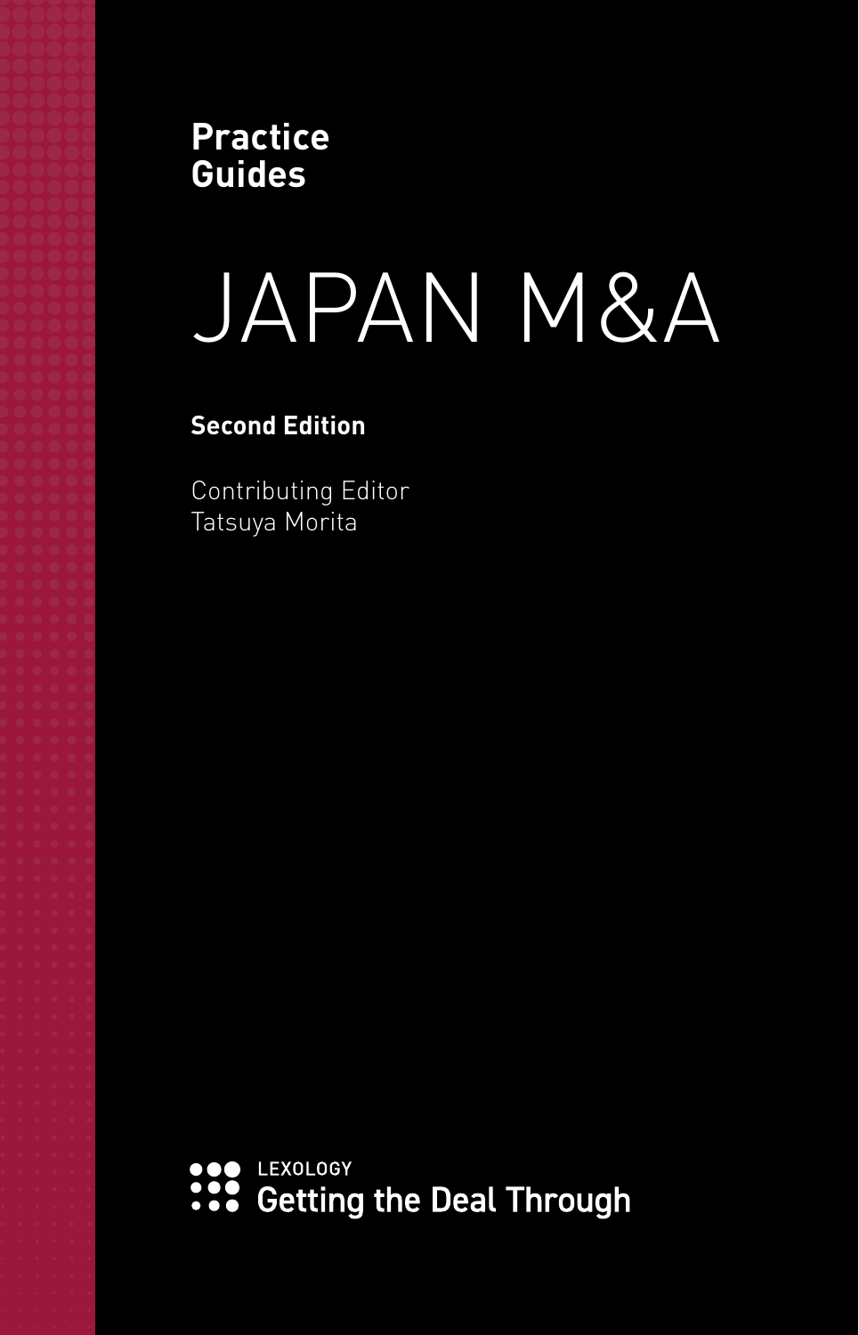Practice Guides

# JAPAN M&A

**Second Edition**

Contributing Editor
Tatsuya Morita

LEXOLOGY
Getting the Deal Through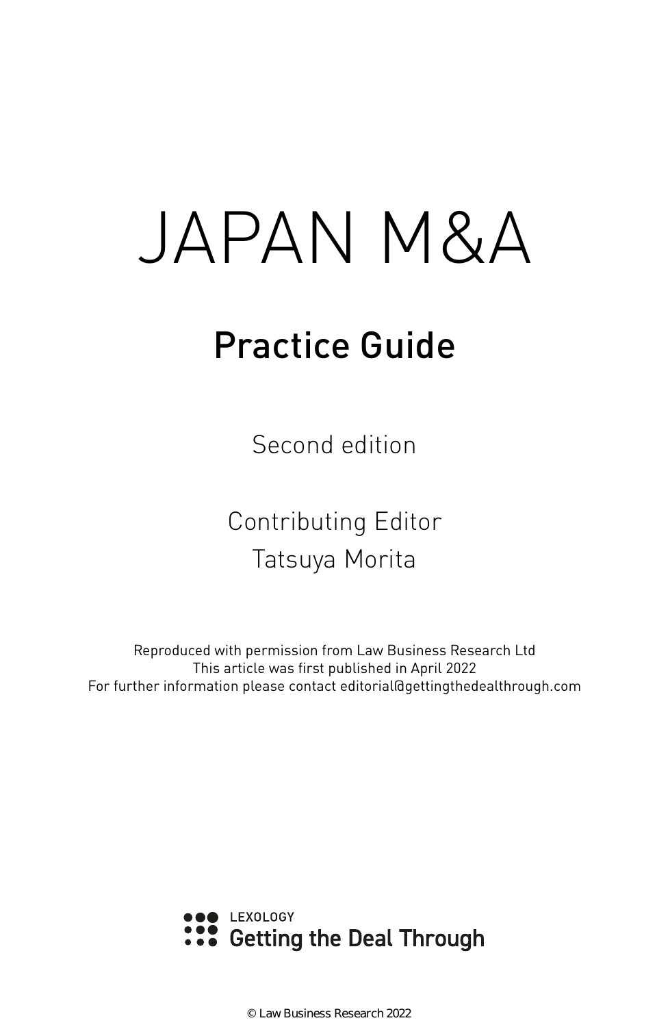# JAPAN M&A

## Practice Guide

Second edition

Contributing Editor
Tatsuya Morita

Reproduced with permission from Law Business Research Ltd
This article was first published in April 2022
For further information please contact editorial@gettingthedealthrough.com

LEXOLOGY
Getting the Deal Through

© Law Business Research 2022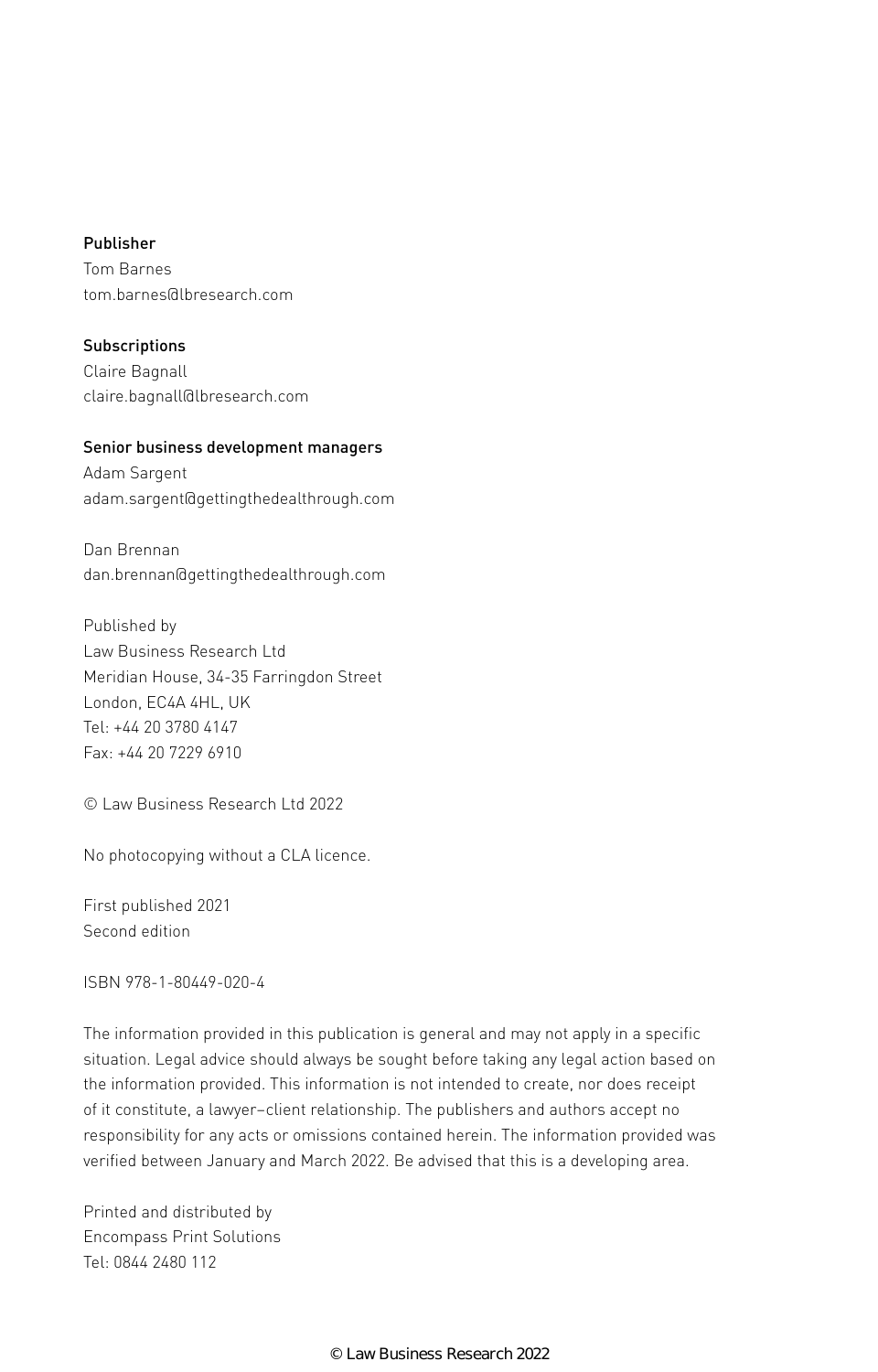**Publisher**
Tom Barnes
tom.barnes@lbresearch.com

**Subscriptions**
Claire Bagnall
claire.bagnall@lbresearch.com

**Senior business development managers**
Adam Sargent
adam.sargent@gettingthedealthrough.com

Dan Brennan
dan.brennan@gettingthedealthrough.com

Published by
Law Business Research Ltd
Meridian House, 34-35 Farringdon Street
London, EC4A 4HL, UK
Tel: +44 20 3780 4147
Fax: +44 20 7229 6910

© Law Business Research Ltd 2022

No photocopying without a CLA licence.

First published 2021
Second edition

ISBN 978-1-80449-020-4

The information provided in this publication is general and may not apply in a specific situation. Legal advice should always be sought before taking any legal action based on the information provided. This information is not intended to create, nor does receipt of it constitute, a lawyer–client relationship. The publishers and authors accept no responsibility for any acts or omissions contained herein. The information provided was verified between January and March 2022. Be advised that this is a developing area.

Printed and distributed by
Encompass Print Solutions
Tel: 0844 2480 112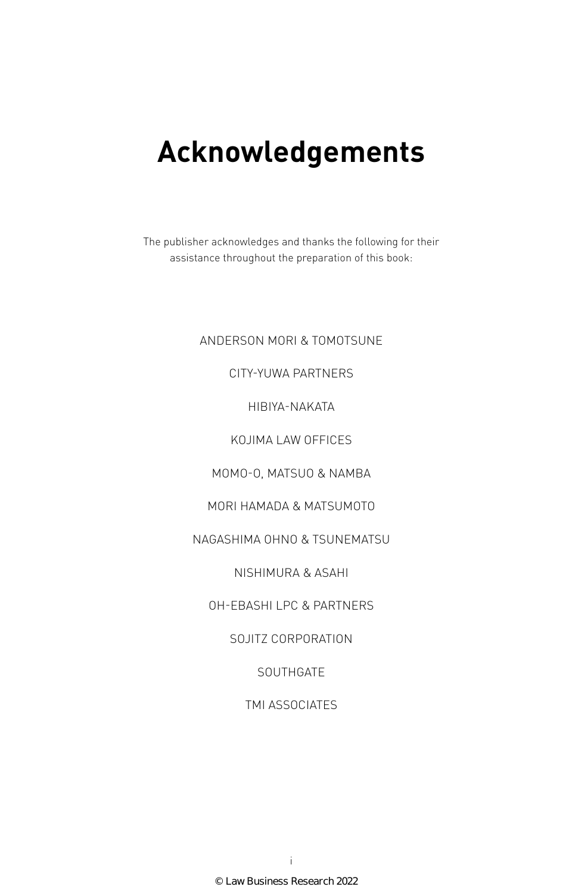# Acknowledgements

The publisher acknowledges and thanks the following for their assistance throughout the preparation of this book:

ANDERSON MORI & TOMOTSUNE

CITY-YUWA PARTNERS

HIBIYA-NAKATA

KOJIMA LAW OFFICES

MOMO-O, MATSUO & NAMBA

MORI HAMADA & MATSUMOTO

NAGASHIMA OHNO & TSUNEMATSU

NISHIMURA & ASAHI

OH-EBASHI LPC & PARTNERS

SOJITZ CORPORATION

SOUTHGATE

TMI ASSOCIATES

© Law Business Research 2022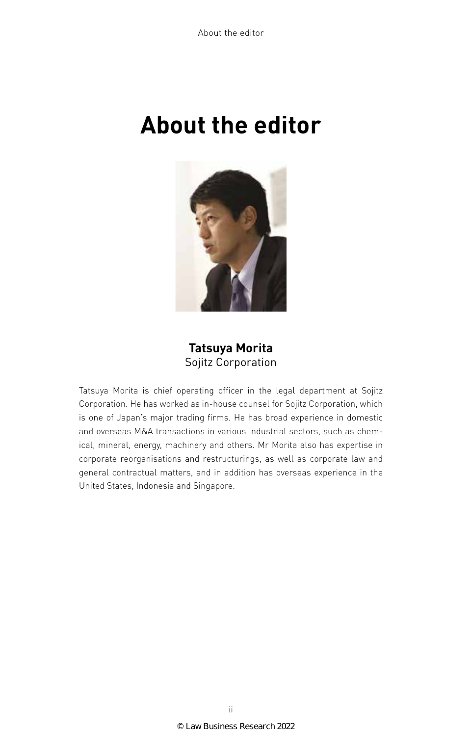# About the editor

**Tatsuya Morita**
Sojitz Corporation

Tatsuya Morita is chief operating officer in the legal department at Sojitz Corporation. He has worked as in-house counsel for Sojitz Corporation, which is one of Japan's major trading firms. He has broad experience in domestic and overseas M&A transactions in various industrial sectors, such as chemical, mineral, energy, machinery and others. Mr Morita also has expertise in corporate reorganisations and restructurings, as well as corporate law and general contractual matters, and in addition has overseas experience in the United States, Indonesia and Singapore.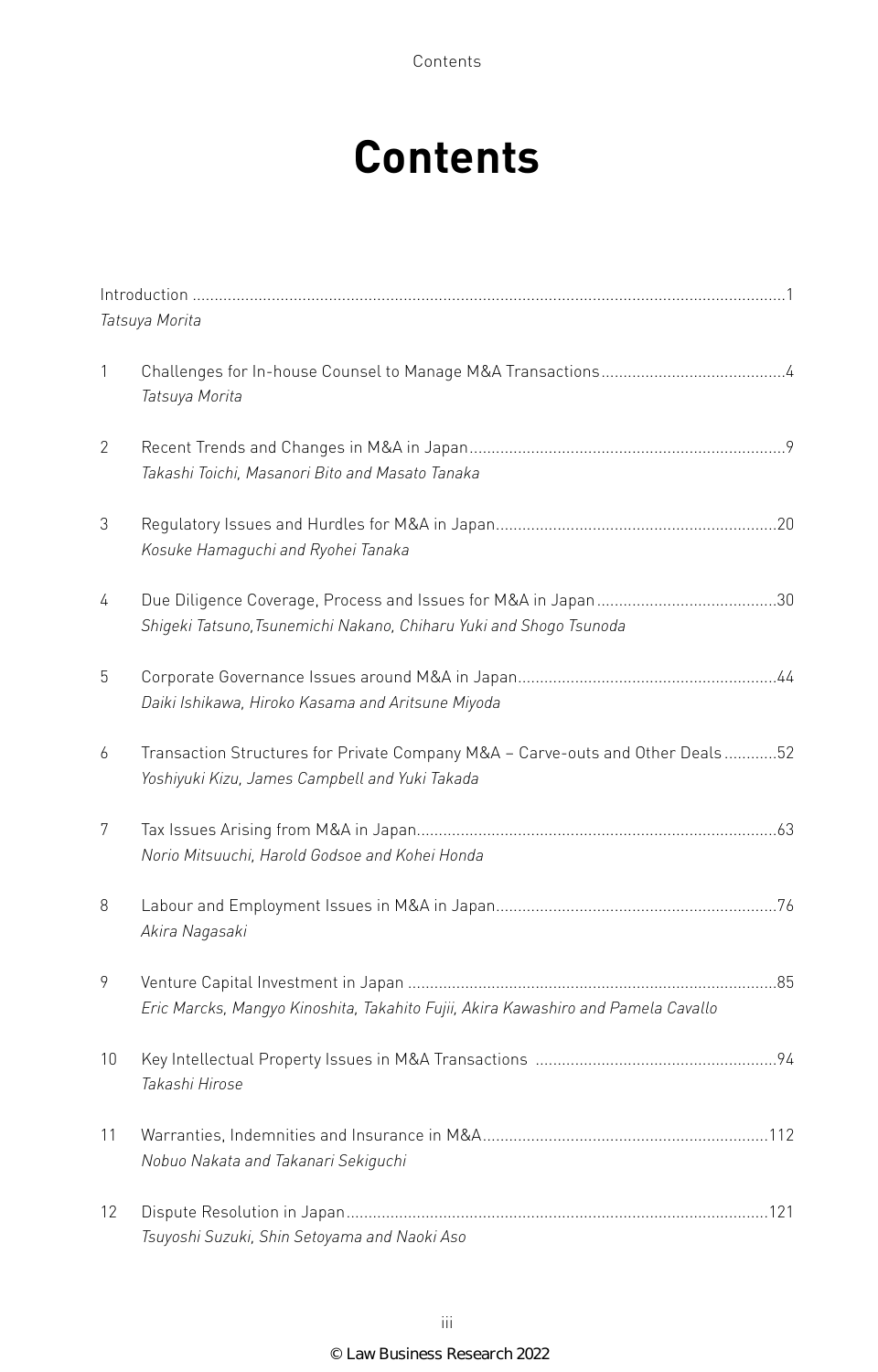# Contents

Introduction ...1
*Tatsuya Morita*

1 Challenges for In-house Counsel to Manage M&A Transactions ...4
*Tatsuya Morita*

2 Recent Trends and Changes in M&A in Japan ...9
*Takashi Toichi, Masanori Bito and Masato Tanaka*

3 Regulatory Issues and Hurdles for M&A in Japan ...20
*Kosuke Hamaguchi and Ryohei Tanaka*

4 Due Diligence Coverage, Process and Issues for M&A in Japan ...30
*Shigeki Tatsuno,Tsunemichi Nakano, Chiharu Yuki and Shogo Tsunoda*

5 Corporate Governance Issues around M&A in Japan ...44
*Daiki Ishikawa, Hiroko Kasama and Aritsune Miyoda*

6 Transaction Structures for Private Company M&A – Carve-outs and Other Deals ...52
*Yoshiyuki Kizu, James Campbell and Yuki Takada*

7 Tax Issues Arising from M&A in Japan ...63
*Norio Mitsuuchi, Harold Godsoe and Kohei Honda*

8 Labour and Employment Issues in M&A in Japan ...76
*Akira Nagasaki*

9 Venture Capital Investment in Japan ...85
*Eric Marcks, Mangyo Kinoshita, Takahito Fujii, Akira Kawashiro and Pamela Cavallo*

10 Key Intellectual Property Issues in M&A Transactions ...94
*Takashi Hirose*

11 Warranties, Indemnities and Insurance in M&A ...112
*Nobuo Nakata and Takanari Sekiguchi*

12 Dispute Resolution in Japan ...121
*Tsuyoshi Suzuki, Shin Setoyama and Naoki Aso*

© Law Business Research 2022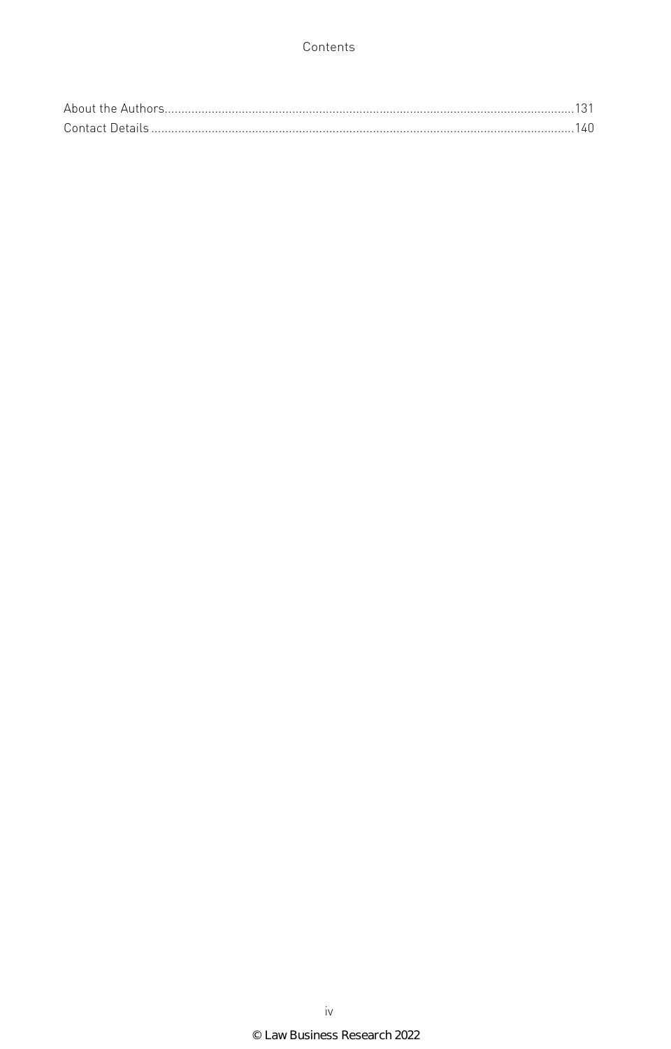About the Authors......................................................131
Contact Details..........................................................140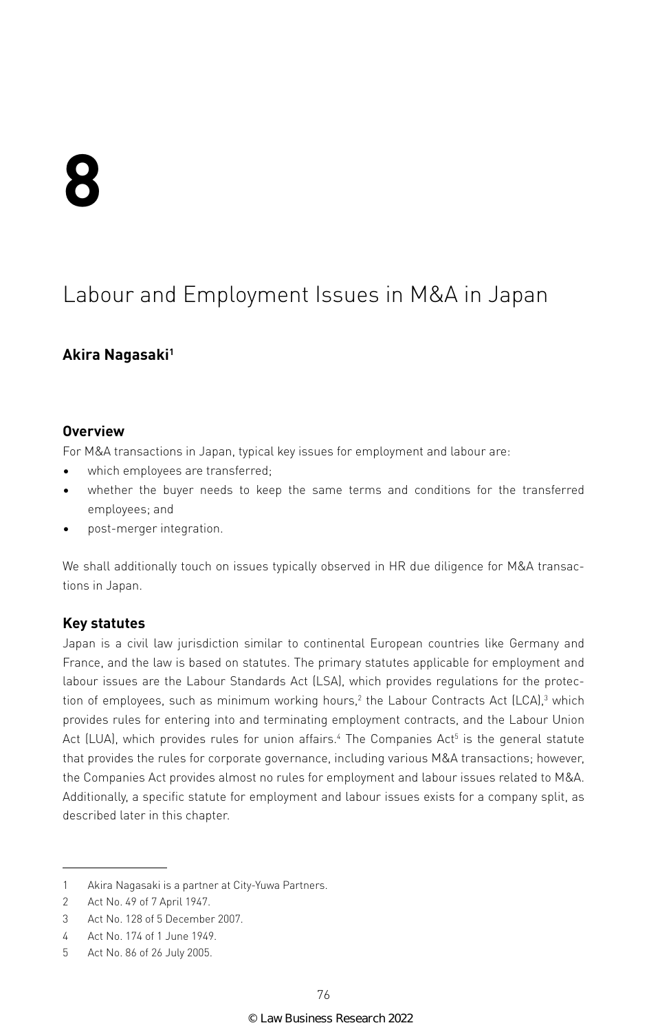# 8

# Labour and Employment Issues in M&A in Japan

**Akira Nagasaki**[1]

## Overview

For M&A transactions in Japan, typical key issues for employment and labour are:

- which employees are transferred;
- whether the buyer needs to keep the same terms and conditions for the transferred employees; and
- post-merger integration.

We shall additionally touch on issues typically observed in HR due diligence for M&A transactions in Japan.

## Key statutes

Japan is a civil law jurisdiction similar to continental European countries like Germany and France, and the law is based on statutes. The primary statutes applicable for employment and labour issues are the Labour Standards Act (LSA), which provides regulations for the protection of employees, such as minimum working hours,[2] the Labour Contracts Act (LCA),[3] which provides rules for entering into and terminating employment contracts, and the Labour Union Act (LUA), which provides rules for union affairs.[4] The Companies Act[5] is the general statute that provides the rules for corporate governance, including various M&A transactions; however, the Companies Act provides almost no rules for employment and labour issues related to M&A. Additionally, a specific statute for employment and labour issues exists for a company split, as described later in this chapter.

---

1 Akira Nagasaki is a partner at City-Yuwa Partners.

2 Act No. 49 of 7 April 1947.

3 Act No. 128 of 5 December 2007.

4 Act No. 174 of 1 June 1949.

5 Act No. 86 of 26 July 2005.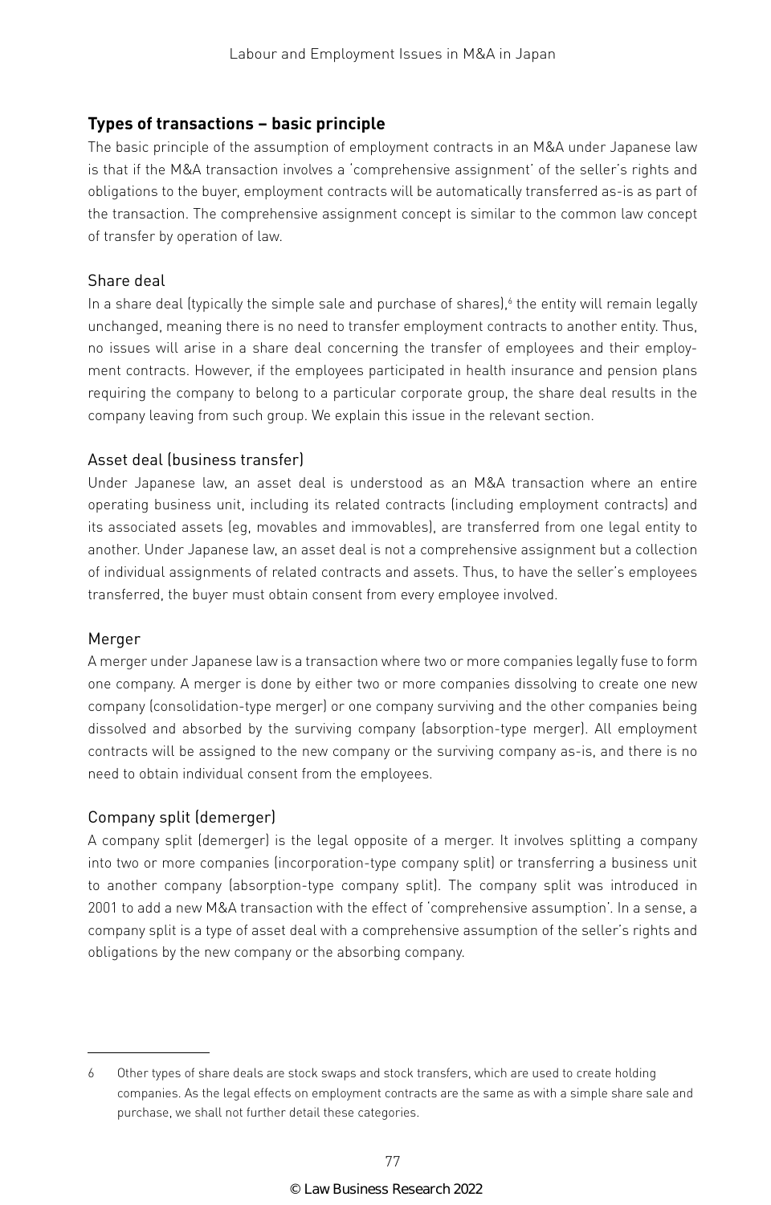## Types of transactions – basic principle

The basic principle of the assumption of employment contracts in an M&A under Japanese law is that if the M&A transaction involves a 'comprehensive assignment' of the seller's rights and obligations to the buyer, employment contracts will be automatically transferred as-is as part of the transaction. The comprehensive assignment concept is similar to the common law concept of transfer by operation of law.

### Share deal

In a share deal (typically the simple sale and purchase of shares),[6] the entity will remain legally unchanged, meaning there is no need to transfer employment contracts to another entity. Thus, no issues will arise in a share deal concerning the transfer of employees and their employment contracts. However, if the employees participated in health insurance and pension plans requiring the company to belong to a particular corporate group, the share deal results in the company leaving from such group. We explain this issue in the relevant section.

### Asset deal (business transfer)

Under Japanese law, an asset deal is understood as an M&A transaction where an entire operating business unit, including its related contracts (including employment contracts) and its associated assets (eg, movables and immovables), are transferred from one legal entity to another. Under Japanese law, an asset deal is not a comprehensive assignment but a collection of individual assignments of related contracts and assets. Thus, to have the seller's employees transferred, the buyer must obtain consent from every employee involved.

### Merger

A merger under Japanese law is a transaction where two or more companies legally fuse to form one company. A merger is done by either two or more companies dissolving to create one new company (consolidation-type merger) or one company surviving and the other companies being dissolved and absorbed by the surviving company (absorption-type merger). All employment contracts will be assigned to the new company or the surviving company as-is, and there is no need to obtain individual consent from the employees.

### Company split (demerger)

A company split (demerger) is the legal opposite of a merger. It involves splitting a company into two or more companies (incorporation-type company split) or transferring a business unit to another company (absorption-type company split). The company split was introduced in 2001 to add a new M&A transaction with the effect of 'comprehensive assumption'. In a sense, a company split is a type of asset deal with a comprehensive assumption of the seller's rights and obligations by the new company or the absorbing company.

---

6 Other types of share deals are stock swaps and stock transfers, which are used to create holding companies. As the legal effects on employment contracts are the same as with a simple share sale and purchase, we shall not further detail these categories.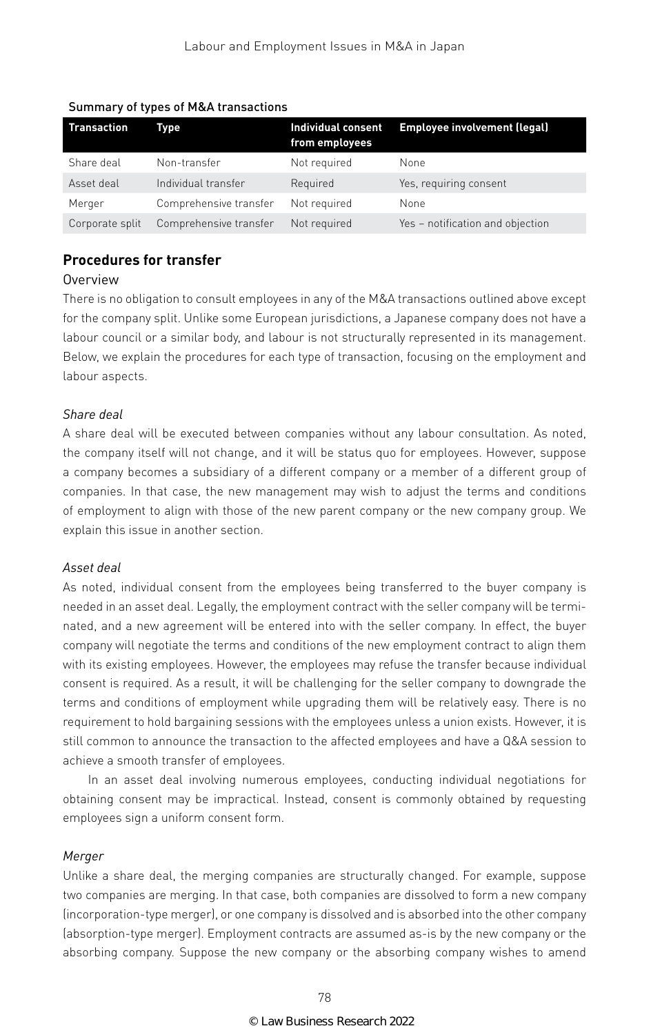Summary of types of M&A transactions

| Transaction | Type | Individual consent from employees | Employee involvement (legal) |
| --- | --- | --- | --- |
| Share deal | Non-transfer | Not required | None |
| Asset deal | Individual transfer | Required | Yes, requiring consent |
| Merger | Comprehensive transfer | Not required | None |
| Corporate split | Comprehensive transfer | Not required | Yes – notification and objection |

### Procedures for transfer

Overview

There is no obligation to consult employees in any of the M&A transactions outlined above except for the company split. Unlike some European jurisdictions, a Japanese company does not have a labour council or a similar body, and labour is not structurally represented in its management. Below, we explain the procedures for each type of transaction, focusing on the employment and labour aspects.

*Share deal*

A share deal will be executed between companies without any labour consultation. As noted, the company itself will not change, and it will be status quo for employees. However, suppose a company becomes a subsidiary of a different company or a member of a different group of companies. In that case, the new management may wish to adjust the terms and conditions of employment to align with those of the new parent company or the new company group. We explain this issue in another section.

*Asset deal*

As noted, individual consent from the employees being transferred to the buyer company is needed in an asset deal. Legally, the employment contract with the seller company will be terminated, and a new agreement will be entered into with the seller company. In effect, the buyer company will negotiate the terms and conditions of the new employment contract to align them with its existing employees. However, the employees may refuse the transfer because individual consent is required. As a result, it will be challenging for the seller company to downgrade the terms and conditions of employment while upgrading them will be relatively easy. There is no requirement to hold bargaining sessions with the employees unless a union exists. However, it is still common to announce the transaction to the affected employees and have a Q&A session to achieve a smooth transfer of employees.

In an asset deal involving numerous employees, conducting individual negotiations for obtaining consent may be impractical. Instead, consent is commonly obtained by requesting employees sign a uniform consent form.

*Merger*

Unlike a share deal, the merging companies are structurally changed. For example, suppose two companies are merging. In that case, both companies are dissolved to form a new company (incorporation-type merger), or one company is dissolved and is absorbed into the other company (absorption-type merger). Employment contracts are assumed as-is by the new company or the absorbing company. Suppose the new company or the absorbing company wishes to amend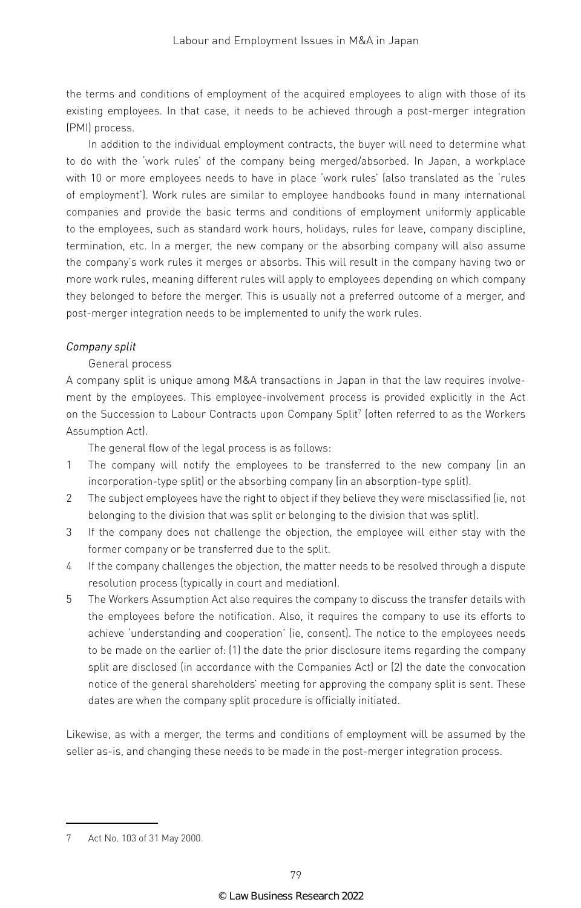the terms and conditions of employment of the acquired employees to align with those of its existing employees. In that case, it needs to be achieved through a post-merger integration (PMI) process.

In addition to the individual employment contracts, the buyer will need to determine what to do with the 'work rules' of the company being merged/absorbed. In Japan, a workplace with 10 or more employees needs to have in place 'work rules' (also translated as the 'rules of employment'). Work rules are similar to employee handbooks found in many international companies and provide the basic terms and conditions of employment uniformly applicable to the employees, such as standard work hours, holidays, rules for leave, company discipline, termination, etc. In a merger, the new company or the absorbing company will also assume the company's work rules it merges or absorbs. This will result in the company having two or more work rules, meaning different rules will apply to employees depending on which company they belonged to before the merger. This is usually not a preferred outcome of a merger, and post-merger integration needs to be implemented to unify the work rules.

*Company split*

General process

A company split is unique among M&A transactions in Japan in that the law requires involvement by the employees. This employee-involvement process is provided explicitly in the Act on the Succession to Labour Contracts upon Company Split[7] (often referred to as the Workers Assumption Act).

The general flow of the legal process is as follows:

1. The company will notify the employees to be transferred to the new company (in an incorporation-type split) or the absorbing company (in an absorption-type split).
2. The subject employees have the right to object if they believe they were misclassified (ie, not belonging to the division that was split or belonging to the division that was split).
3. If the company does not challenge the objection, the employee will either stay with the former company or be transferred due to the split.
4. If the company challenges the objection, the matter needs to be resolved through a dispute resolution process (typically in court and mediation).
5. The Workers Assumption Act also requires the company to discuss the transfer details with the employees before the notification. Also, it requires the company to use its efforts to achieve 'understanding and cooperation' (ie, consent). The notice to the employees needs to be made on the earlier of: (1) the date the prior disclosure items regarding the company split are disclosed (in accordance with the Companies Act) or (2) the date the convocation notice of the general shareholders' meeting for approving the company split is sent. These dates are when the company split procedure is officially initiated.

Likewise, as with a merger, the terms and conditions of employment will be assumed by the seller as-is, and changing these needs to be made in the post-merger integration process.

7 Act No. 103 of 31 May 2000.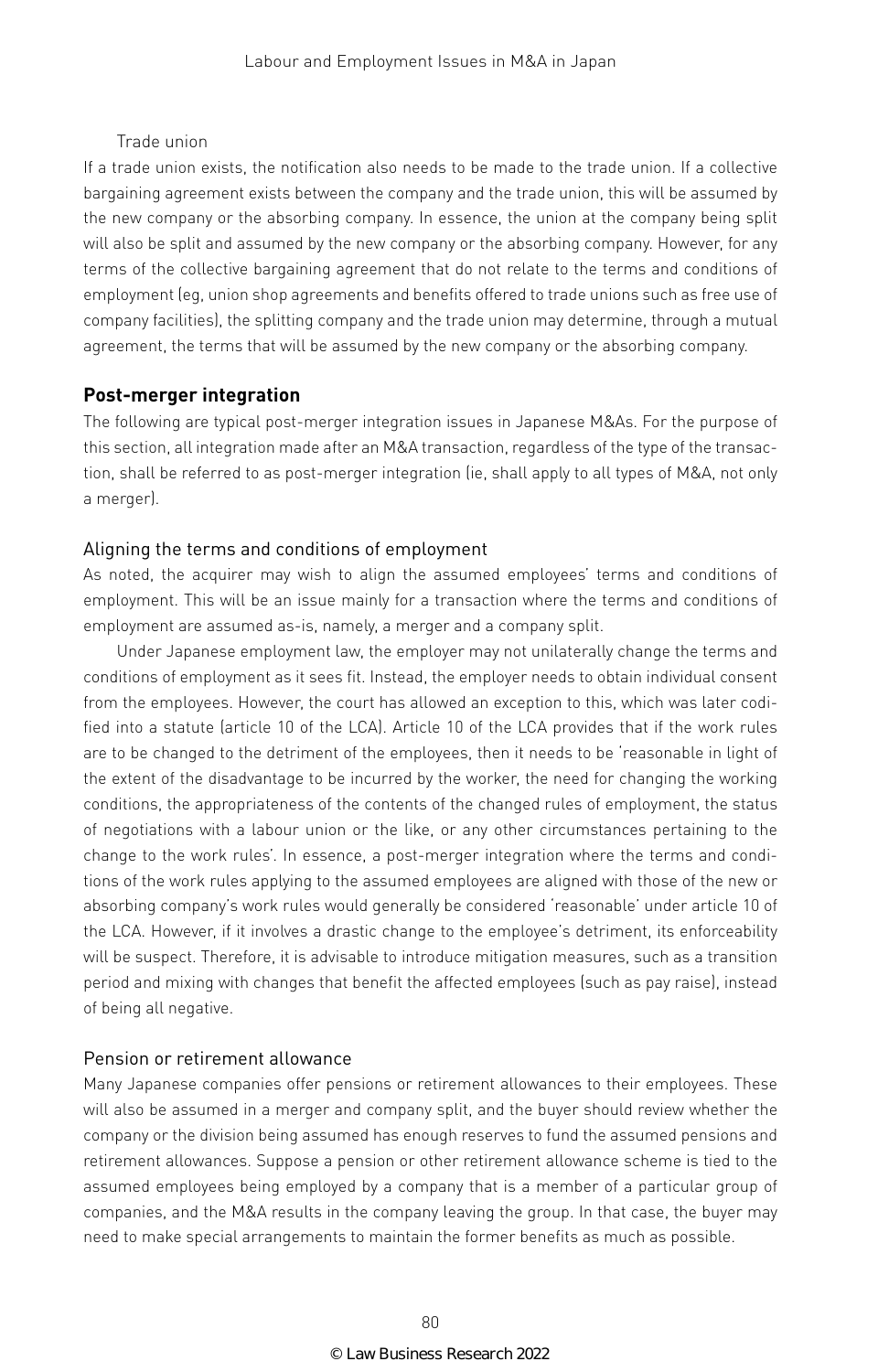### Trade union

If a trade union exists, the notification also needs to be made to the trade union. If a collective bargaining agreement exists between the company and the trade union, this will be assumed by the new company or the absorbing company. In essence, the union at the company being split will also be split and assumed by the new company or the absorbing company. However, for any terms of the collective bargaining agreement that do not relate to the terms and conditions of employment (eg, union shop agreements and benefits offered to trade unions such as free use of company facilities), the splitting company and the trade union may determine, through a mutual agreement, the terms that will be assumed by the new company or the absorbing company.

## Post-merger integration

The following are typical post-merger integration issues in Japanese M&As. For the purpose of this section, all integration made after an M&A transaction, regardless of the type of the transaction, shall be referred to as post-merger integration (ie, shall apply to all types of M&A, not only a merger).

### Aligning the terms and conditions of employment

As noted, the acquirer may wish to align the assumed employees' terms and conditions of employment. This will be an issue mainly for a transaction where the terms and conditions of employment are assumed as-is, namely, a merger and a company split.

Under Japanese employment law, the employer may not unilaterally change the terms and conditions of employment as it sees fit. Instead, the employer needs to obtain individual consent from the employees. However, the court has allowed an exception to this, which was later codified into a statute (article 10 of the LCA). Article 10 of the LCA provides that if the work rules are to be changed to the detriment of the employees, then it needs to be 'reasonable in light of the extent of the disadvantage to be incurred by the worker, the need for changing the working conditions, the appropriateness of the contents of the changed rules of employment, the status of negotiations with a labour union or the like, or any other circumstances pertaining to the change to the work rules'. In essence, a post-merger integration where the terms and conditions of the work rules applying to the assumed employees are aligned with those of the new or absorbing company's work rules would generally be considered 'reasonable' under article 10 of the LCA. However, if it involves a drastic change to the employee's detriment, its enforceability will be suspect. Therefore, it is advisable to introduce mitigation measures, such as a transition period and mixing with changes that benefit the affected employees (such as pay raise), instead of being all negative.

### Pension or retirement allowance

Many Japanese companies offer pensions or retirement allowances to their employees. These will also be assumed in a merger and company split, and the buyer should review whether the company or the division being assumed has enough reserves to fund the assumed pensions and retirement allowances. Suppose a pension or other retirement allowance scheme is tied to the assumed employees being employed by a company that is a member of a particular group of companies, and the M&A results in the company leaving the group. In that case, the buyer may need to make special arrangements to maintain the former benefits as much as possible.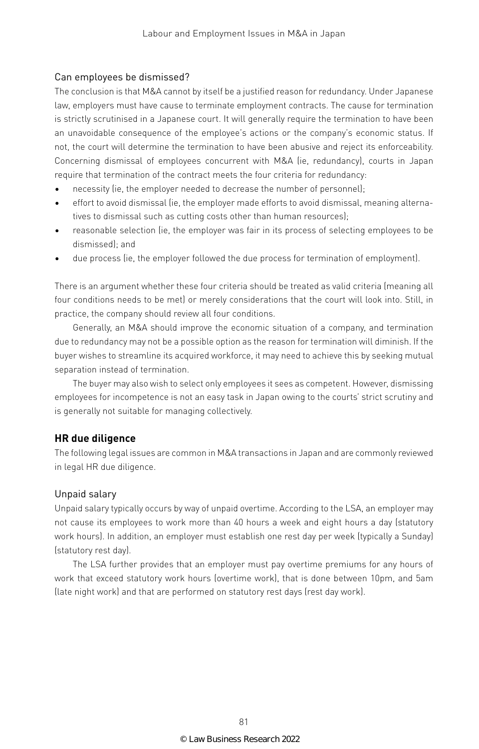### Can employees be dismissed?

The conclusion is that M&A cannot by itself be a justified reason for redundancy. Under Japanese law, employers must have cause to terminate employment contracts. The cause for termination is strictly scrutinised in a Japanese court. It will generally require the termination to have been an unavoidable consequence of the employee's actions or the company's economic status. If not, the court will determine the termination to have been abusive and reject its enforceability. Concerning dismissal of employees concurrent with M&A (ie, redundancy), courts in Japan require that termination of the contract meets the four criteria for redundancy:

- necessity (ie, the employer needed to decrease the number of personnel);
- effort to avoid dismissal (ie, the employer made efforts to avoid dismissal, meaning alternatives to dismissal such as cutting costs other than human resources);
- reasonable selection (ie, the employer was fair in its process of selecting employees to be dismissed); and
- due process (ie, the employer followed the due process for termination of employment).

There is an argument whether these four criteria should be treated as valid criteria (meaning all four conditions needs to be met) or merely considerations that the court will look into. Still, in practice, the company should review all four conditions.

Generally, an M&A should improve the economic situation of a company, and termination due to redundancy may not be a possible option as the reason for termination will diminish. If the buyer wishes to streamline its acquired workforce, it may need to achieve this by seeking mutual separation instead of termination.

The buyer may also wish to select only employees it sees as competent. However, dismissing employees for incompetence is not an easy task in Japan owing to the courts' strict scrutiny and is generally not suitable for managing collectively.

## HR due diligence

The following legal issues are common in M&A transactions in Japan and are commonly reviewed in legal HR due diligence.

### Unpaid salary

Unpaid salary typically occurs by way of unpaid overtime. According to the LSA, an employer may not cause its employees to work more than 40 hours a week and eight hours a day (statutory work hours). In addition, an employer must establish one rest day per week (typically a Sunday) (statutory rest day).

The LSA further provides that an employer must pay overtime premiums for any hours of work that exceed statutory work hours (overtime work), that is done between 10pm, and 5am (late night work) and that are performed on statutory rest days (rest day work).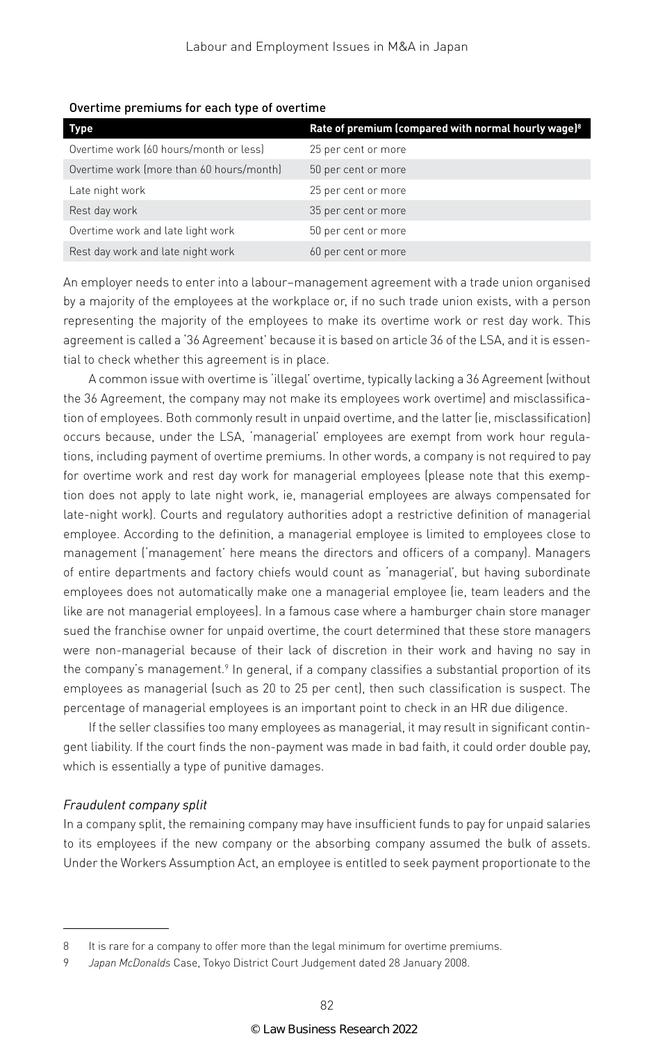**Overtime premiums for each type of overtime**

| Type | Rate of premium (compared with normal hourly wage)[8] |
|---|---|
| Overtime work (60 hours/month or less) | 25 per cent or more |
| Overtime work (more than 60 hours/month) | 50 per cent or more |
| Late night work | 25 per cent or more |
| Rest day work | 35 per cent or more |
| Overtime work and late light work | 50 per cent or more |
| Rest day work and late night work | 60 per cent or more |

An employer needs to enter into a labour–management agreement with a trade union organised by a majority of the employees at the workplace or, if no such trade union exists, with a person representing the majority of the employees to make its overtime work or rest day work. This agreement is called a '36 Agreement' because it is based on article 36 of the LSA, and it is essential to check whether this agreement is in place.

A common issue with overtime is 'illegal' overtime, typically lacking a 36 Agreement (without the 36 Agreement, the company may not make its employees work overtime) and misclassification of employees. Both commonly result in unpaid overtime, and the latter (ie, misclassification) occurs because, under the LSA, 'managerial' employees are exempt from work hour regulations, including payment of overtime premiums. In other words, a company is not required to pay for overtime work and rest day work for managerial employees (please note that this exemption does not apply to late night work, ie, managerial employees are always compensated for late-night work). Courts and regulatory authorities adopt a restrictive definition of managerial employee. According to the definition, a managerial employee is limited to employees close to management ('management' here means the directors and officers of a company). Managers of entire departments and factory chiefs would count as 'managerial', but having subordinate employees does not automatically make one a managerial employee (ie, team leaders and the like are not managerial employees). In a famous case where a hamburger chain store manager sued the franchise owner for unpaid overtime, the court determined that these store managers were non-managerial because of their lack of discretion in their work and having no say in the company's management.[9] In general, if a company classifies a substantial proportion of its employees as managerial (such as 20 to 25 per cent), then such classification is suspect. The percentage of managerial employees is an important point to check in an HR due diligence.

If the seller classifies too many employees as managerial, it may result in significant contingent liability. If the court finds the non-payment was made in bad faith, it could order double pay, which is essentially a type of punitive damages.

*Fraudulent company split*

In a company split, the remaining company may have insufficient funds to pay for unpaid salaries to its employees if the new company or the absorbing company assumed the bulk of assets. Under the Workers Assumption Act, an employee is entitled to seek payment proportionate to the

---

8 It is rare for a company to offer more than the legal minimum for overtime premiums.

9 *Japan McDonalds* Case, Tokyo District Court Judgement dated 28 January 2008.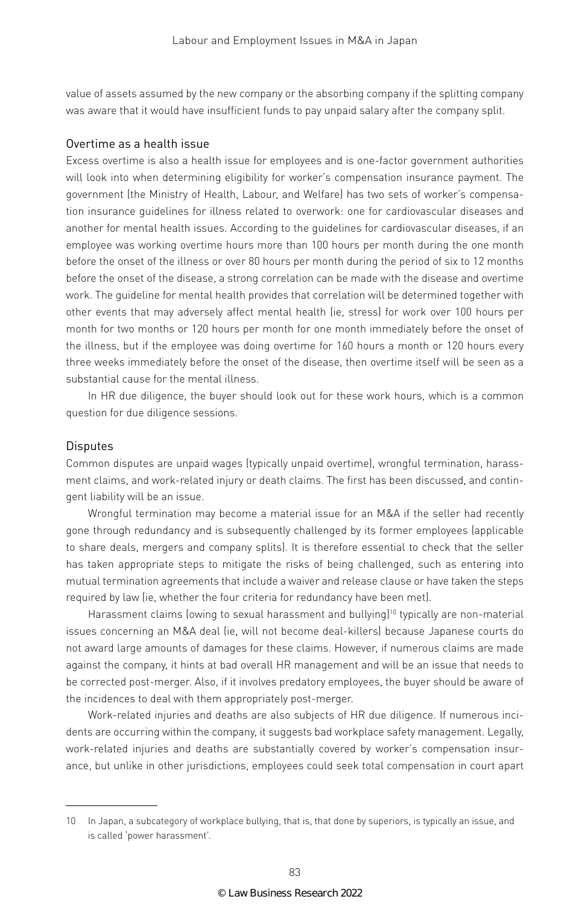value of assets assumed by the new company or the absorbing company if the splitting company was aware that it would have insufficient funds to pay unpaid salary after the company split.

### Overtime as a health issue

Excess overtime is also a health issue for employees and is one-factor government authorities will look into when determining eligibility for worker's compensation insurance payment. The government (the Ministry of Health, Labour, and Welfare) has two sets of worker's compensation insurance guidelines for illness related to overwork: one for cardiovascular diseases and another for mental health issues. According to the guidelines for cardiovascular diseases, if an employee was working overtime hours more than 100 hours per month during the one month before the onset of the illness or over 80 hours per month during the period of six to 12 months before the onset of the disease, a strong correlation can be made with the disease and overtime work. The guideline for mental health provides that correlation will be determined together with other events that may adversely affect mental health (ie, stress) for work over 100 hours per month for two months or 120 hours per month for one month immediately before the onset of the illness, but if the employee was doing overtime for 160 hours a month or 120 hours every three weeks immediately before the onset of the disease, then overtime itself will be seen as a substantial cause for the mental illness.

In HR due diligence, the buyer should look out for these work hours, which is a common question for due diligence sessions.

### Disputes

Common disputes are unpaid wages (typically unpaid overtime), wrongful termination, harassment claims, and work-related injury or death claims. The first has been discussed, and contingent liability will be an issue.

Wrongful termination may become a material issue for an M&A if the seller had recently gone through redundancy and is subsequently challenged by its former employees (applicable to share deals, mergers and company splits). It is therefore essential to check that the seller has taken appropriate steps to mitigate the risks of being challenged, such as entering into mutual termination agreements that include a waiver and release clause or have taken the steps required by law (ie, whether the four criteria for redundancy have been met).

Harassment claims (owing to sexual harassment and bullying)[10] typically are non-material issues concerning an M&A deal (ie, will not become deal-killers) because Japanese courts do not award large amounts of damages for these claims. However, if numerous claims are made against the company, it hints at bad overall HR management and will be an issue that needs to be corrected post-merger. Also, if it involves predatory employees, the buyer should be aware of the incidences to deal with them appropriately post-merger.

Work-related injuries and deaths are also subjects of HR due diligence. If numerous incidents are occurring within the company, it suggests bad workplace safety management. Legally, work-related injuries and deaths are substantially covered by worker's compensation insurance, but unlike in other jurisdictions, employees could seek total compensation in court apart

---

10 In Japan, a subcategory of workplace bullying, that is, that done by superiors, is typically an issue, and is called 'power harassment'.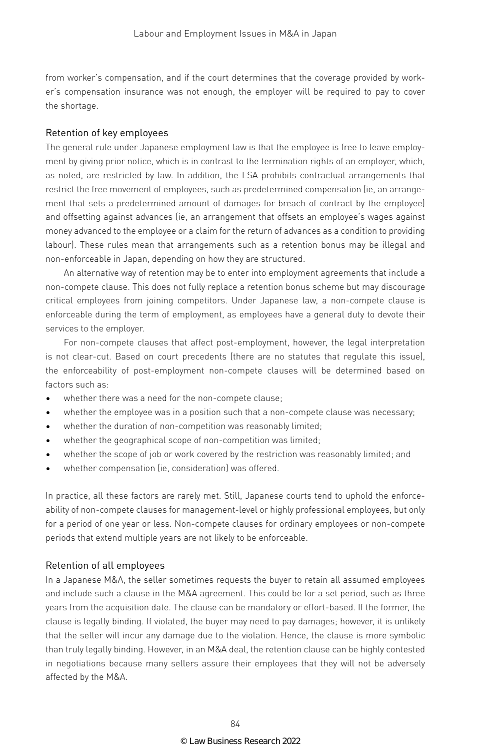from worker's compensation, and if the court determines that the coverage provided by worker's compensation insurance was not enough, the employer will be required to pay to cover the shortage.

### Retention of key employees

The general rule under Japanese employment law is that the employee is free to leave employment by giving prior notice, which is in contrast to the termination rights of an employer, which, as noted, are restricted by law. In addition, the LSA prohibits contractual arrangements that restrict the free movement of employees, such as predetermined compensation (ie, an arrangement that sets a predetermined amount of damages for breach of contract by the employee) and offsetting against advances (ie, an arrangement that offsets an employee's wages against money advanced to the employee or a claim for the return of advances as a condition to providing labour). These rules mean that arrangements such as a retention bonus may be illegal and non-enforceable in Japan, depending on how they are structured.

An alternative way of retention may be to enter into employment agreements that include a non-compete clause. This does not fully replace a retention bonus scheme but may discourage critical employees from joining competitors. Under Japanese law, a non-compete clause is enforceable during the term of employment, as employees have a general duty to devote their services to the employer.

For non-compete clauses that affect post-employment, however, the legal interpretation is not clear-cut. Based on court precedents (there are no statutes that regulate this issue), the enforceability of post-employment non-compete clauses will be determined based on factors such as:

- whether there was a need for the non-compete clause;
- whether the employee was in a position such that a non-compete clause was necessary;
- whether the duration of non-competition was reasonably limited;
- whether the geographical scope of non-competition was limited;
- whether the scope of job or work covered by the restriction was reasonably limited; and
- whether compensation (ie, consideration) was offered.

In practice, all these factors are rarely met. Still, Japanese courts tend to uphold the enforceability of non-compete clauses for management-level or highly professional employees, but only for a period of one year or less. Non-compete clauses for ordinary employees or non-compete periods that extend multiple years are not likely to be enforceable.

### Retention of all employees

In a Japanese M&A, the seller sometimes requests the buyer to retain all assumed employees and include such a clause in the M&A agreement. This could be for a set period, such as three years from the acquisition date. The clause can be mandatory or effort-based. If the former, the clause is legally binding. If violated, the buyer may need to pay damages; however, it is unlikely that the seller will incur any damage due to the violation. Hence, the clause is more symbolic than truly legally binding. However, in an M&A deal, the retention clause can be highly contested in negotiations because many sellers assure their employees that they will not be adversely affected by the M&A.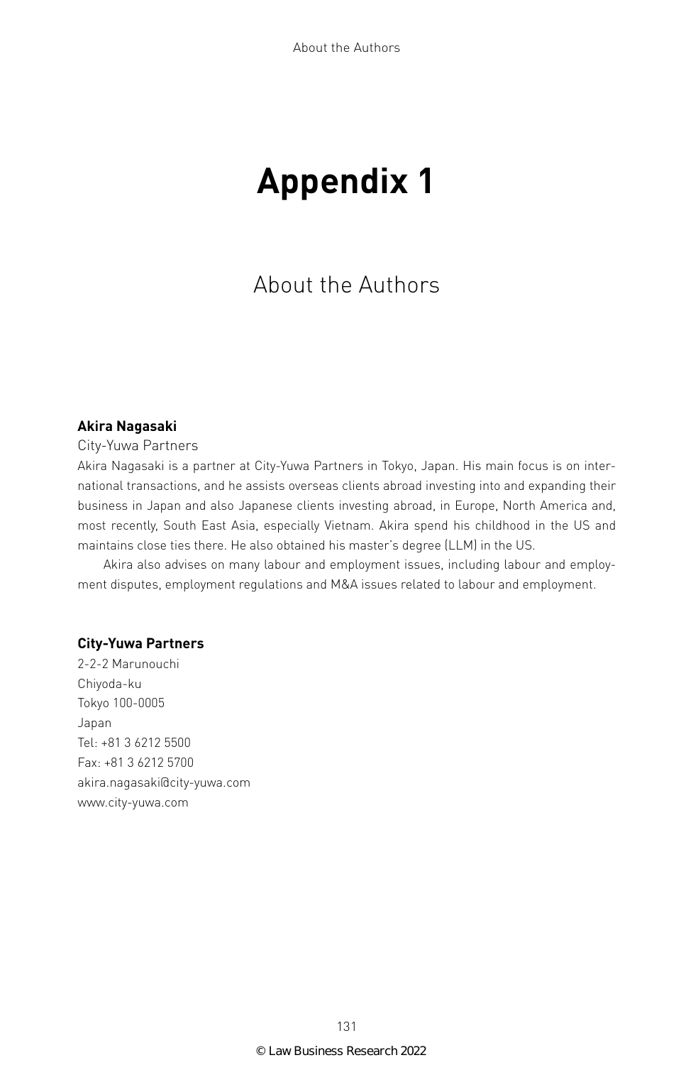# Appendix 1

## About the Authors

**Akira Nagasaki**

City-Yuwa Partners

Akira Nagasaki is a partner at City-Yuwa Partners in Tokyo, Japan. His main focus is on international transactions, and he assists overseas clients abroad investing into and expanding their business in Japan and also Japanese clients investing abroad, in Europe, North America and, most recently, South East Asia, especially Vietnam. Akira spend his childhood in the US and maintains close ties there. He also obtained his master's degree (LLM) in the US.

Akira also advises on many labour and employment issues, including labour and employment disputes, employment regulations and M&A issues related to labour and employment.

**City-Yuwa Partners**

2-2-2 Marunouchi
Chiyoda-ku
Tokyo 100-0005
Japan
Tel: +81 3 6212 5500
Fax: +81 3 6212 5700
akira.nagasaki@city-yuwa.com
www.city-yuwa.com